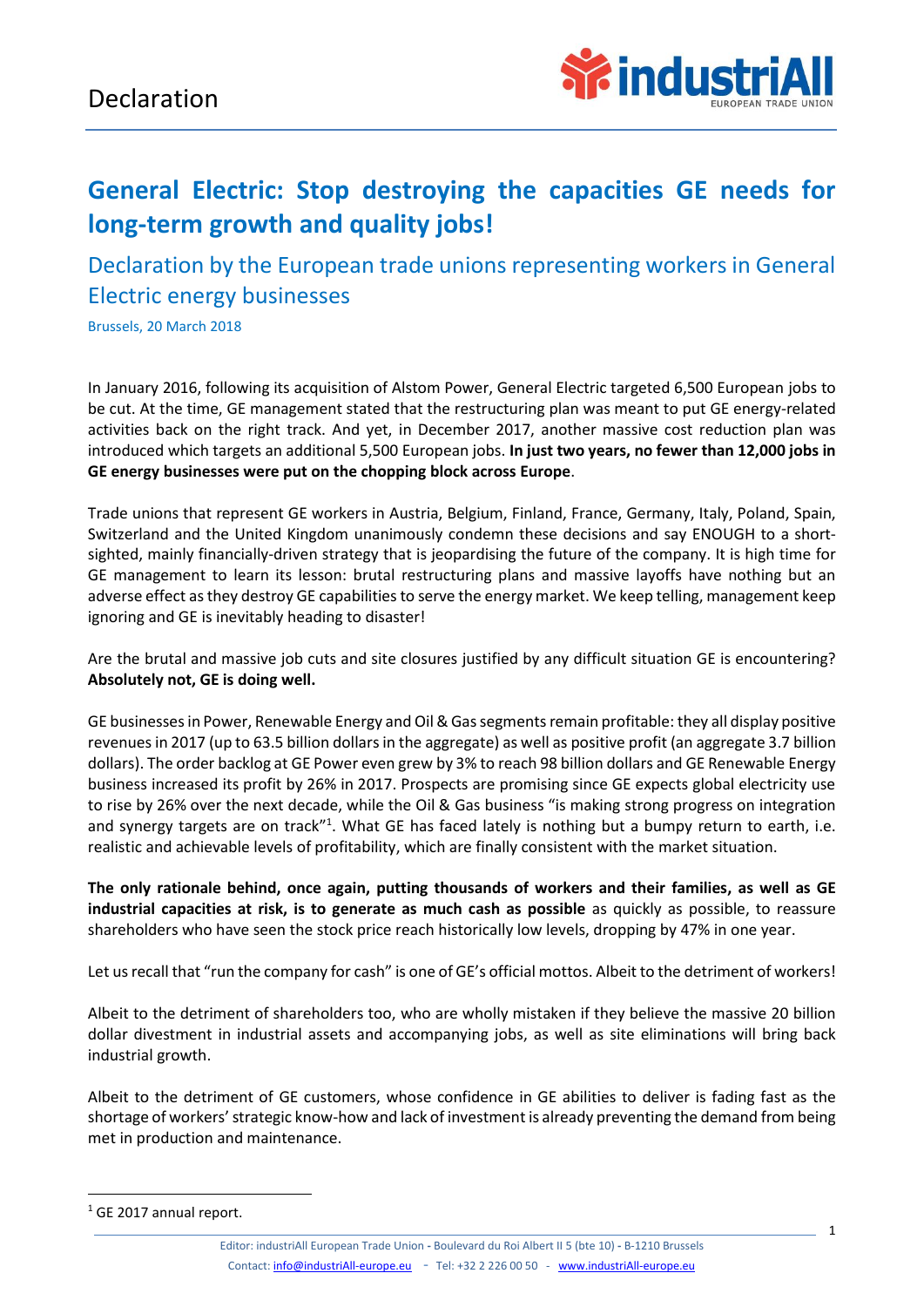# Declaration

## General Electric: Stop destroying the capacities GE needs for long-term growth and quality jobs!

### Declaration by the European trade unions representing workers in General Electric energy businesses

Brussels, 20 March 2018

In January 2016, following its acquisition of Alstom Power, General Electric targeted 6,500 European jobs to be cut. At the time, GE management stated that the restructuring plan was meant to put GE energy-related activities back on the right track. And yet, in December 2017, another massive cost reduction plan was introduced which targets an additional 5,500 European jobs. **In just two years, no fewer than 12,000 jobs in GE energy businesses were put on the chopping block across Europe**.

Trade unions that represent GE workers in Austria, Belgium, Finland, France, Germany, Italy, Poland, Spain, Switzerland and the United Kingdom unanimously condemn these decisions and say ENOUGH to a short-sighted, mainly financially-driven strategy that is jeopardising the future of the company. It is high time for GE management to learn its lesson: brutal restructuring plans and massive layoffs have nothing but an adverse effect as they destroy GE capabilities to serve the energy market. We keep telling, management keep ignoring and GE is inevitably heading to disaster!

Are the brutal and massive job cuts and site closures justified by any difficult situation GE is encountering? **Absolutely not, GE is doing well.**

GE businesses in Power, Renewable Energy and Oil & Gas segments remain profitable: they all display positive revenues in 2017 (up to 63.5 billion dollars in the aggregate) as well as positive profit (an aggregate 3.7 billion dollars). The order backlog at GE Power even grew by 3% to reach 98 billion dollars and GE Renewable Energy business increased its profit by 26% in 2017. Prospects are promising since GE expects global electricity use to rise by 26% over the next decade, while the Oil & Gas business "is making strong progress on integration and synergy targets are on track"[1]. What GE has faced lately is nothing but a bumpy return to earth, i.e. realistic and achievable levels of profitability, which are finally consistent with the market situation.

**The only rationale behind, once again, putting thousands of workers and their families, as well as GE industrial capacities at risk, is to generate as much cash as possible** as quickly as possible, to reassure shareholders who have seen the stock price reach historically low levels, dropping by 47% in one year.

Let us recall that "run the company for cash" is one of GE's official mottos. Albeit to the detriment of workers!

Albeit to the detriment of shareholders too, who are wholly mistaken if they believe the massive 20 billion dollar divestment in industrial assets and accompanying jobs, as well as site eliminations will bring back industrial growth.

Albeit to the detriment of GE customers, whose confidence in GE abilities to deliver is fading fast as the shortage of workers' strategic know-how and lack of investment is already preventing the demand from being met in production and maintenance.

[1] GE 2017 annual report.

Editor: industriAll European Trade Union - Boulevard du Roi Albert II 5 (bte 10) - B-1210 Brussels
Contact: info@industriAll-europe.eu - Tel: +32 2 226 00 50 - www.industriAll-europe.eu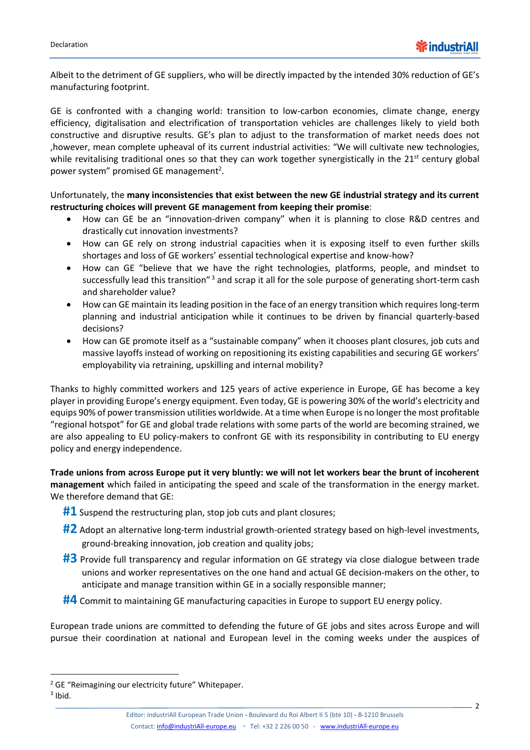Albeit to the detriment of GE suppliers, who will be directly impacted by the intended 30% reduction of GE's manufacturing footprint.

GE is confronted with a changing world: transition to low-carbon economies, climate change, energy efficiency, digitalisation and electrification of transportation vehicles are challenges likely to yield both constructive and disruptive results. GE's plan to adjust to the transformation of market needs does not ,however, mean complete upheaval of its current industrial activities: "We will cultivate new technologies, while revitalising traditional ones so that they can work together synergistically in the 21st century global power system" promised GE management[2].

Unfortunately, the **many inconsistencies that exist between the new GE industrial strategy and its current restructuring choices will prevent GE management from keeping their promise**:

- How can GE be an "innovation-driven company" when it is planning to close R&D centres and drastically cut innovation investments?
- How can GE rely on strong industrial capacities when it is exposing itself to even further skills shortages and loss of GE workers' essential technological expertise and know-how?
- How can GE "believe that we have the right technologies, platforms, people, and mindset to successfully lead this transition" [3] and scrap it all for the sole purpose of generating short-term cash and shareholder value?
- How can GE maintain its leading position in the face of an energy transition which requires long-term planning and industrial anticipation while it continues to be driven by financial quarterly-based decisions?
- How can GE promote itself as a "sustainable company" when it chooses plant closures, job cuts and massive layoffs instead of working on repositioning its existing capabilities and securing GE workers' employability via retraining, upskilling and internal mobility?

Thanks to highly committed workers and 125 years of active experience in Europe, GE has become a key player in providing Europe's energy equipment. Even today, GE is powering 30% of the world's electricity and equips 90% of power transmission utilities worldwide. At a time when Europe is no longer the most profitable "regional hotspot" for GE and global trade relations with some parts of the world are becoming strained, we are also appealing to EU policy-makers to confront GE with its responsibility in contributing to EU energy policy and energy independence.

**Trade unions from across Europe put it very bluntly: we will not let workers bear the brunt of incoherent management** which failed in anticipating the speed and scale of the transformation in the energy market. We therefore demand that GE:

**#1** Suspend the restructuring plan, stop job cuts and plant closures;

**#2** Adopt an alternative long-term industrial growth-oriented strategy based on high-level investments, ground-breaking innovation, job creation and quality jobs;

**#3** Provide full transparency and regular information on GE strategy via close dialogue between trade unions and worker representatives on the one hand and actual GE decision-makers on the other, to anticipate and manage transition within GE in a socially responsible manner;

**#4** Commit to maintaining GE manufacturing capacities in Europe to support EU energy policy.

European trade unions are committed to defending the future of GE jobs and sites across Europe and will pursue their coordination at national and European level in the coming weeks under the auspices of

[2] GE "Reimagining our electricity future" Whitepaper.

[3] Ibid.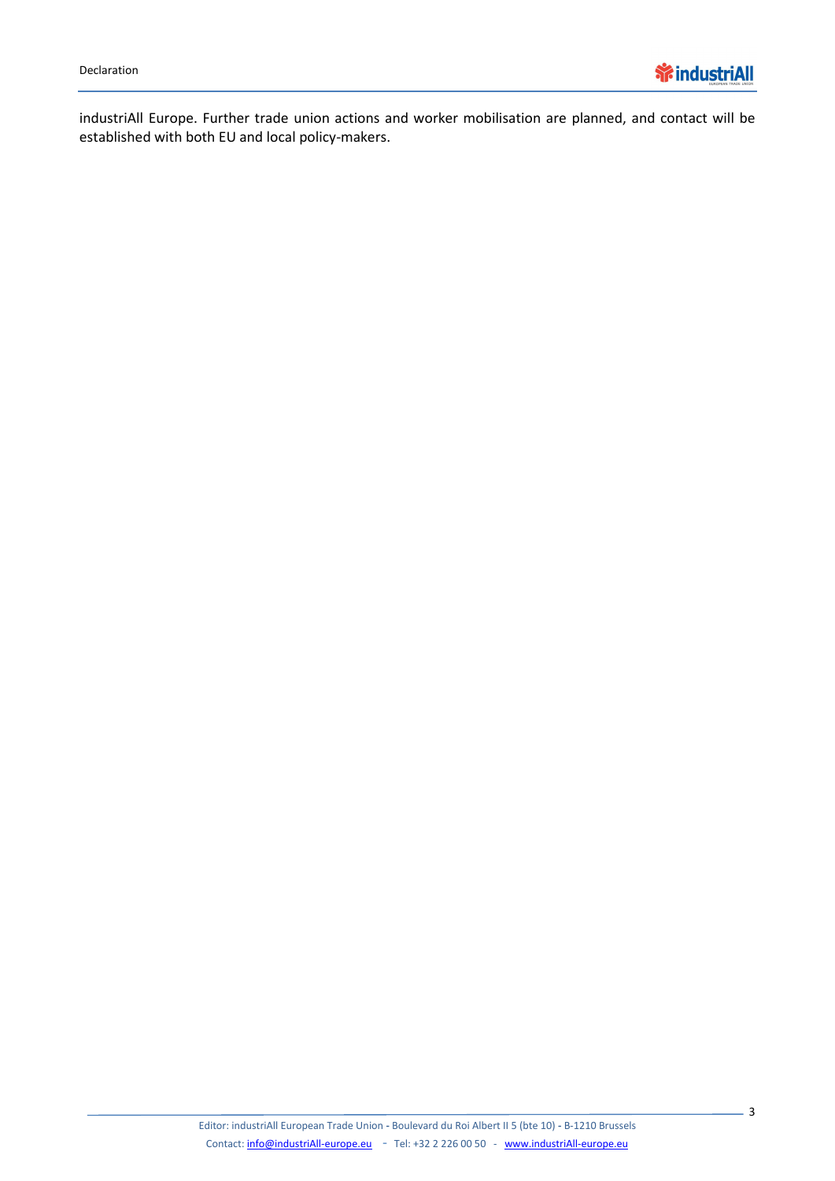industriAll Europe. Further trade union actions and worker mobilisation are planned, and contact will be established with both EU and local policy-makers.